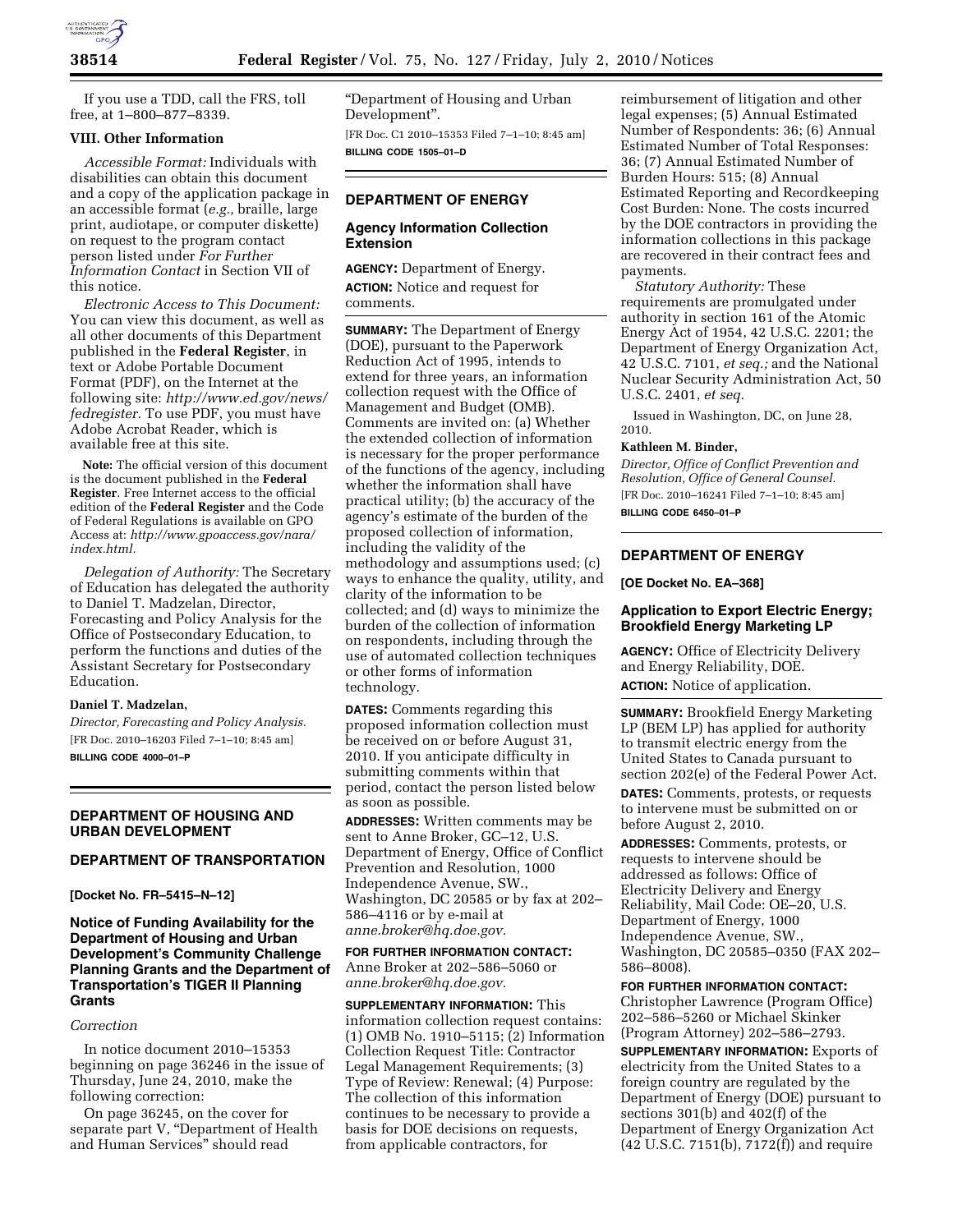If you use a TDD, call the FRS, toll free, at 1–800–877–8339.

### VIII. Other Information

*Accessible Format:* Individuals with disabilities can obtain this document and a copy of the application package in an accessible format (*e.g.,* braille, large print, audiotape, or computer diskette) on request to the program contact person listed under *For Further Information Contact* in Section VII of this notice.

*Electronic Access to This Document:* You can view this document, as well as all other documents of this Department published in the **Federal Register**, in text or Adobe Portable Document Format (PDF), on the Internet at the following site: *http://www.ed.gov/news/fedregister*. To use PDF, you must have Adobe Acrobat Reader, which is available free at this site.

**Note:** The official version of this document is the document published in the **Federal Register**. Free Internet access to the official edition of the **Federal Register** and the Code of Federal Regulations is available on GPO Access at: *http://www.gpoaccess.gov/nara/index.html.*

*Delegation of Authority:* The Secretary of Education has delegated the authority to Daniel T. Madzelan, Director, Forecasting and Policy Analysis for the Office of Postsecondary Education, to perform the functions and duties of the Assistant Secretary for Postsecondary Education.

**Daniel T. Madzelan,**

*Director, Forecasting and Policy Analysis.*

[FR Doc. 2010–16203 Filed 7–1–10; 8:45 am]

**BILLING CODE 4000–01–P**

## DEPARTMENT OF HOUSING AND URBAN DEVELOPMENT

## DEPARTMENT OF TRANSPORTATION

**[Docket No. FR–5415–N–12]**

### Notice of Funding Availability for the Department of Housing and Urban Development's Community Challenge Planning Grants and the Department of Transportation's TIGER II Planning Grants

*Correction*

In notice document 2010–15353 beginning on page 36246 in the issue of Thursday, June 24, 2010, make the following correction:

On page 36245, on the cover for separate part V, "Department of Health and Human Services" should read "Department of Housing and Urban Development".

[FR Doc. C1 2010–15353 Filed 7–1–10; 8:45 am]

**BILLING CODE 1505–01–D**

## DEPARTMENT OF ENERGY

### Agency Information Collection Extension

**AGENCY:** Department of Energy.

**ACTION:** Notice and request for comments.

**SUMMARY:** The Department of Energy (DOE), pursuant to the Paperwork Reduction Act of 1995, intends to extend for three years, an information collection request with the Office of Management and Budget (OMB). Comments are invited on: (a) Whether the extended collection of information is necessary for the proper performance of the functions of the agency, including whether the information shall have practical utility; (b) the accuracy of the agency's estimate of the burden of the proposed collection of information, including the validity of the methodology and assumptions used; (c) ways to enhance the quality, utility, and clarity of the information to be collected; and (d) ways to minimize the burden of the collection of information on respondents, including through the use of automated collection techniques or other forms of information technology.

**DATES:** Comments regarding this proposed information collection must be received on or before August 31, 2010. If you anticipate difficulty in submitting comments within that period, contact the person listed below as soon as possible.

**ADDRESSES:** Written comments may be sent to Anne Broker, GC–12, U.S. Department of Energy, Office of Conflict Prevention and Resolution, 1000 Independence Avenue, SW., Washington, DC 20585 or by fax at 202–586–4116 or by e-mail at *anne.broker@hq.doe.gov.*

**FOR FURTHER INFORMATION CONTACT:** Anne Broker at 202–586–5060 or *anne.broker@hq.doe.gov.*

**SUPPLEMENTARY INFORMATION:** This information collection request contains: (1) OMB No. 1910–5115; (2) Information Collection Request Title: Contractor Legal Management Requirements; (3) Type of Review: Renewal; (4) Purpose: The collection of this information continues to be necessary to provide a basis for DOE decisions on requests, from applicable contractors, for reimbursement of litigation and other legal expenses; (5) Annual Estimated Number of Respondents: 36; (6) Annual Estimated Number of Total Responses: 36; (7) Annual Estimated Number of Burden Hours: 515; (8) Annual Estimated Reporting and Recordkeeping Cost Burden: None. The costs incurred by the DOE contractors in providing the information collections in this package are recovered in their contract fees and payments.

*Statutory Authority:* These requirements are promulgated under authority in section 161 of the Atomic Energy Act of 1954, 42 U.S.C. 2201; the Department of Energy Organization Act, 42 U.S.C. 7101, *et seq.;* and the National Nuclear Security Administration Act, 50 U.S.C. 2401, *et seq.*

Issued in Washington, DC, on June 28, 2010.

**Kathleen M. Binder,**

*Director, Office of Conflict Prevention and Resolution, Office of General Counsel.*

[FR Doc. 2010–16241 Filed 7–1–10; 8:45 am]

**BILLING CODE 6450–01–P**

## DEPARTMENT OF ENERGY

**[OE Docket No. EA–368]**

### Application to Export Electric Energy; Brookfield Energy Marketing LP

**AGENCY:** Office of Electricity Delivery and Energy Reliability, DOE.

**ACTION:** Notice of application.

**SUMMARY:** Brookfield Energy Marketing LP (BEM LP) has applied for authority to transmit electric energy from the United States to Canada pursuant to section 202(e) of the Federal Power Act.

**DATES:** Comments, protests, or requests to intervene must be submitted on or before August 2, 2010.

**ADDRESSES:** Comments, protests, or requests to intervene should be addressed as follows: Office of Electricity Delivery and Energy Reliability, Mail Code: OE–20, U.S. Department of Energy, 1000 Independence Avenue, SW., Washington, DC 20585–0350 (FAX 202–586–8008).

**FOR FURTHER INFORMATION CONTACT:** Christopher Lawrence (Program Office) 202–586–5260 or Michael Skinker (Program Attorney) 202–586–2793.

**SUPPLEMENTARY INFORMATION:** Exports of electricity from the United States to a foreign country are regulated by the Department of Energy (DOE) pursuant to sections 301(b) and 402(f) of the Department of Energy Organization Act (42 U.S.C. 7151(b), 7172(f)) and require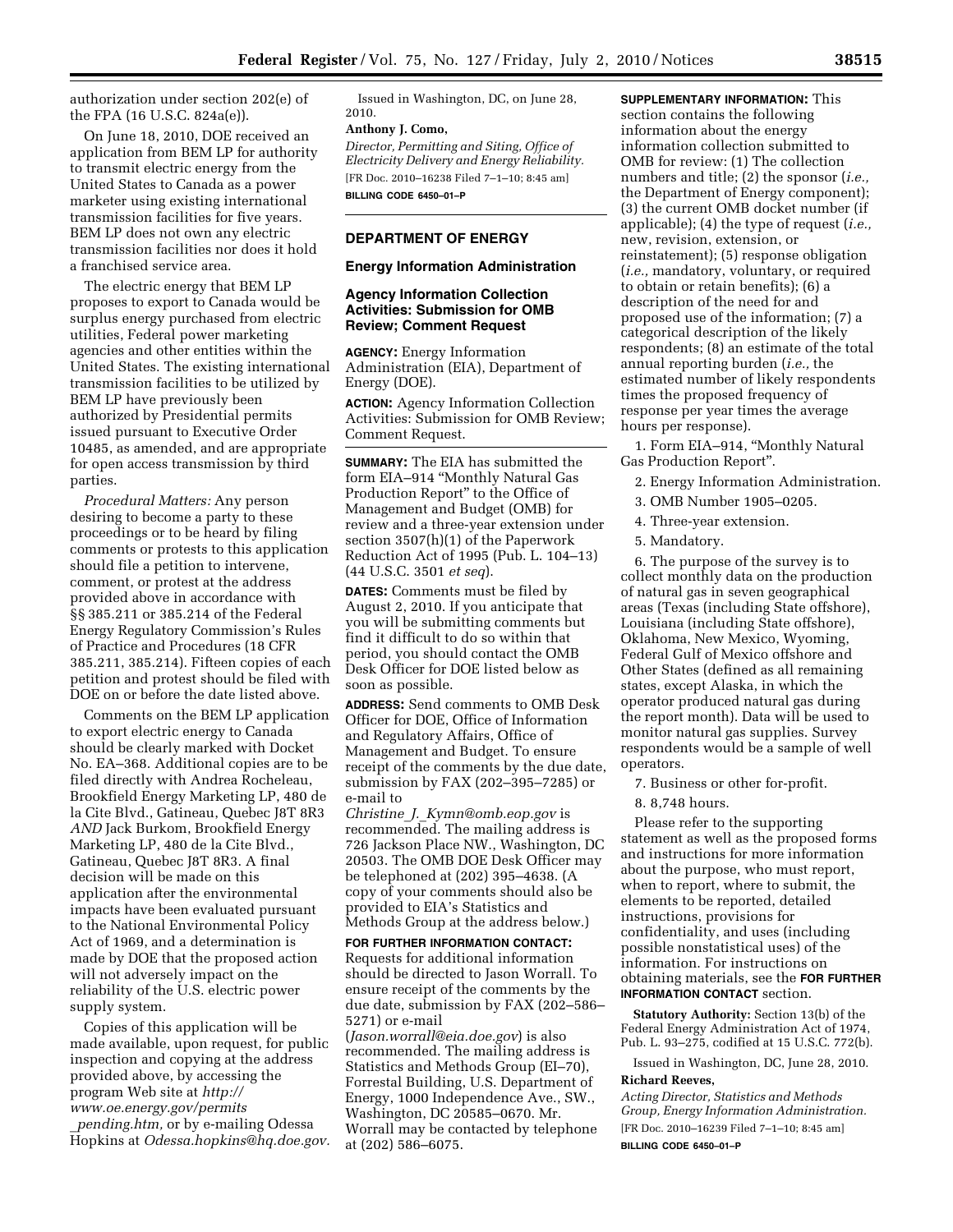authorization under section 202(e) of the FPA (16 U.S.C. 824a(e)).

On June 18, 2010, DOE received an application from BEM LP for authority to transmit electric energy from the United States to Canada as a power marketer using existing international transmission facilities for five years. BEM LP does not own any electric transmission facilities nor does it hold a franchised service area.

The electric energy that BEM LP proposes to export to Canada would be surplus energy purchased from electric utilities, Federal power marketing agencies and other entities within the United States. The existing international transmission facilities to be utilized by BEM LP have previously been authorized by Presidential permits issued pursuant to Executive Order 10485, as amended, and are appropriate for open access transmission by third parties.

*Procedural Matters:* Any person desiring to become a party to these proceedings or to be heard by filing comments or protests to this application should file a petition to intervene, comment, or protest at the address provided above in accordance with §§ 385.211 or 385.214 of the Federal Energy Regulatory Commission's Rules of Practice and Procedures (18 CFR 385.211, 385.214). Fifteen copies of each petition and protest should be filed with DOE on or before the date listed above.

Comments on the BEM LP application to export electric energy to Canada should be clearly marked with Docket No. EA–368. Additional copies are to be filed directly with Andrea Rocheleau, Brookfield Energy Marketing LP, 480 de la Cite Blvd., Gatineau, Quebec J8T 8R3 *AND* Jack Burkom, Brookfield Energy Marketing LP, 480 de la Cite Blvd., Gatineau, Quebec J8T 8R3. A final decision will be made on this application after the environmental impacts have been evaluated pursuant to the National Environmental Policy Act of 1969, and a determination is made by DOE that the proposed action will not adversely impact on the reliability of the U.S. electric power supply system.

Copies of this application will be made available, upon request, for public inspection and copying at the address provided above, by accessing the program Web site at *http://www.oe.energy.gov/permits_pending.htm,* or by e-mailing Odessa Hopkins at *Odessa.hopkins@hq.doe.gov.*

Issued in Washington, DC, on June 28, 2010.

**Anthony J. Como,**

*Director, Permitting and Siting, Office of Electricity Delivery and Energy Reliability.*

[FR Doc. 2010–16238 Filed 7–1–10; 8:45 am]

**BILLING CODE 6450–01–P**

## DEPARTMENT OF ENERGY

### Energy Information Administration

### Agency Information Collection Activities: Submission for OMB Review; Comment Request

**AGENCY:** Energy Information Administration (EIA), Department of Energy (DOE).

**ACTION:** Agency Information Collection Activities: Submission for OMB Review; Comment Request.

**SUMMARY:** The EIA has submitted the form EIA–914 "Monthly Natural Gas Production Report" to the Office of Management and Budget (OMB) for review and a three-year extension under section 3507(h)(1) of the Paperwork Reduction Act of 1995 (Pub. L. 104–13) (44 U.S.C. 3501 *et seq*).

**DATES:** Comments must be filed by August 2, 2010. If you anticipate that you will be submitting comments but find it difficult to do so within that period, you should contact the OMB Desk Officer for DOE listed below as soon as possible.

**ADDRESS:** Send comments to OMB Desk Officer for DOE, Office of Information and Regulatory Affairs, Office of Management and Budget. To ensure receipt of the comments by the due date, submission by FAX (202–395–7285) or e-mail to *Christine_J._Kymn@omb.eop.gov* is recommended. The mailing address is 726 Jackson Place NW., Washington, DC 20503. The OMB DOE Desk Officer may be telephoned at (202) 395–4638. (A copy of your comments should also be provided to EIA's Statistics and Methods Group at the address below.)

**FOR FURTHER INFORMATION CONTACT:** Requests for additional information should be directed to Jason Worrall. To ensure receipt of the comments by the due date, submission by FAX (202–586–5271) or e-mail (*Jason.worrall@eia.doe.gov*) is also recommended. The mailing address is Statistics and Methods Group (EI–70), Forrestal Building, U.S. Department of Energy, 1000 Independence Ave., SW., Washington, DC 20585–0670. Mr. Worrall may be contacted by telephone at (202) 586–6075.

**SUPPLEMENTARY INFORMATION:** This section contains the following information about the energy information collection submitted to OMB for review: (1) The collection numbers and title; (2) the sponsor (*i.e.,* the Department of Energy component); (3) the current OMB docket number (if applicable); (4) the type of request (*i.e.,* new, revision, extension, or reinstatement); (5) response obligation (*i.e.,* mandatory, voluntary, or required to obtain or retain benefits); (6) a description of the need for and proposed use of the information; (7) a categorical description of the likely respondents; (8) an estimate of the total annual reporting burden (*i.e.,* the estimated number of likely respondents times the proposed frequency of response per year times the average hours per response).

1. Form EIA–914, "Monthly Natural Gas Production Report".
2. Energy Information Administration.
3. OMB Number 1905–0205.
4. Three-year extension.
5. Mandatory.
6. The purpose of the survey is to collect monthly data on the production of natural gas in seven geographical areas (Texas (including State offshore), Louisiana (including State offshore), Oklahoma, New Mexico, Wyoming, Federal Gulf of Mexico offshore and Other States (defined as all remaining states, except Alaska, in which the operator produced natural gas during the report month). Data will be used to monitor natural gas supplies. Survey respondents would be a sample of well operators.
7. Business or other for-profit.
8. 8,748 hours.

Please refer to the supporting statement as well as the proposed forms and instructions for more information about the purpose, who must report, when to report, where to submit, the elements to be reported, detailed instructions, provisions for confidentiality, and uses (including possible nonstatistical uses) of the information. For instructions on obtaining materials, see the **FOR FURTHER INFORMATION CONTACT** section.

**Statutory Authority:** Section 13(b) of the Federal Energy Administration Act of 1974, Pub. L. 93–275, codified at 15 U.S.C. 772(b).

Issued in Washington, DC, June 28, 2010.

**Richard Reeves,**

*Acting Director, Statistics and Methods Group, Energy Information Administration.*

[FR Doc. 2010–16239 Filed 7–1–10; 8:45 am]

**BILLING CODE 6450–01–P**